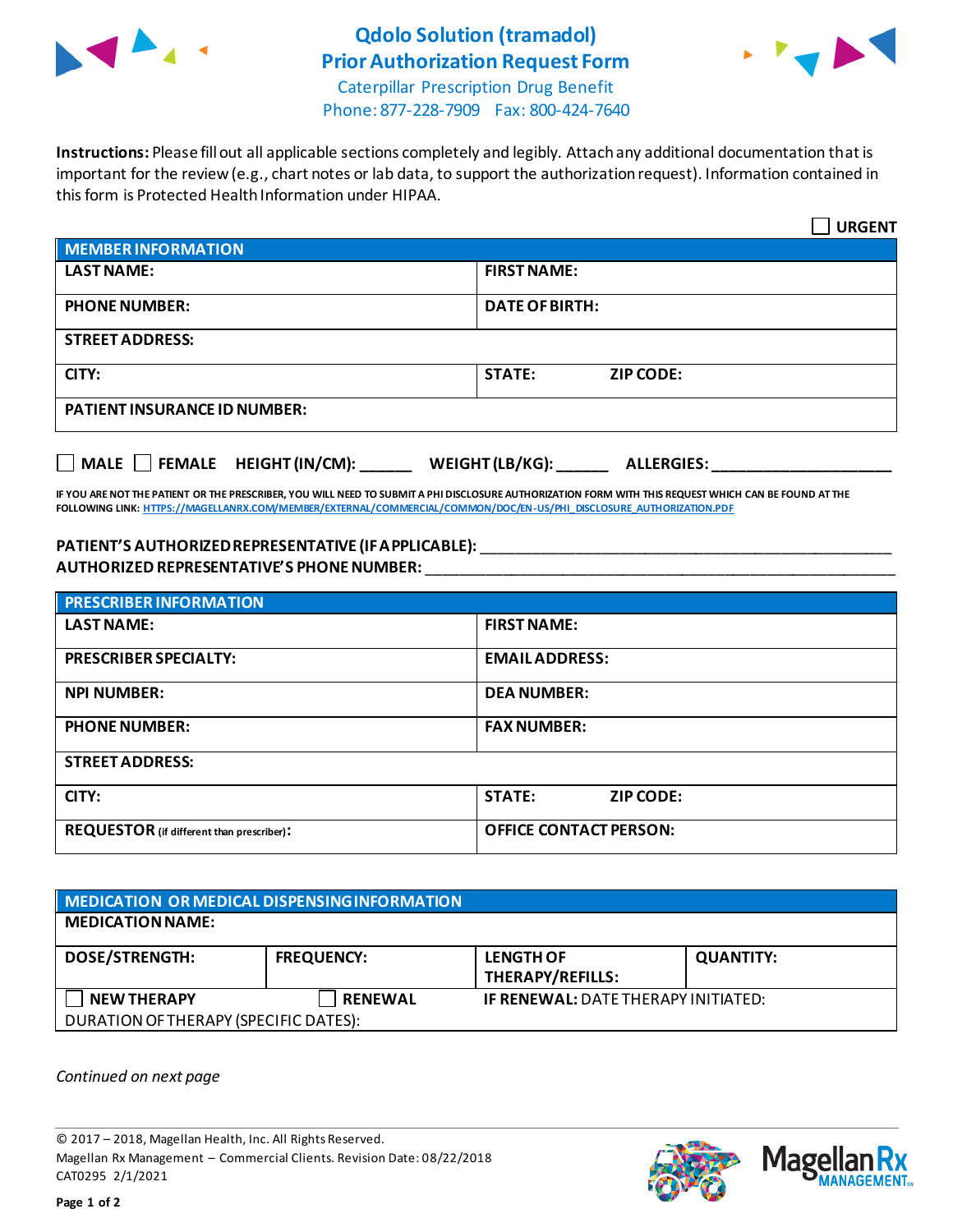# Qdolo Solution (tramadol)
# Prior Authorization Request Form

Caterpillar Prescription Drug Benefit
Phone: 877-228-7909 Fax: 800-424-7640

**Instructions:** Please fill out all applicable sections completely and legibly. Attach any additional documentation that is important for the review (e.g., chart notes or lab data, to support the authorization request). Information contained in this form is Protected Health Information under HIPAA.

☐ **URGENT**

| **MEMBER INFORMATION** | |
|---|---|
| **LAST NAME:** | **FIRST NAME:** |
| **PHONE NUMBER:** | **DATE OF BIRTH:** |
| **STREET ADDRESS:** | |
| **CITY:** | **STATE:** **ZIP CODE:** |
| **PATIENT INSURANCE ID NUMBER:** | |

☐ **MALE** ☐ **FEMALE** **HEIGHT (IN/CM):** ______ **WEIGHT (LB/KG):** ______ **ALLERGIES:** ____________________

**IF YOU ARE NOT THE PATIENT OR THE PRESCRIBER, YOU WILL NEED TO SUBMIT A PHI DISCLOSURE AUTHORIZATION FORM WITH THIS REQUEST WHICH CAN BE FOUND AT THE FOLLOWING LINK: HTTPS://MAGELLANRX.COM/MEMBER/EXTERNAL/COMMERCIAL/COMMON/DOC/EN-US/PHI_DISCLOSURE_AUTHORIZATION.PDF**

**PATIENT'S AUTHORIZED REPRESENTATIVE (IF APPLICABLE):** ______________________________________________
**AUTHORIZED REPRESENTATIVE'S PHONE NUMBER:** ______________________________________________

| **PRESCRIBER INFORMATION** | |
|---|---|
| **LAST NAME:** | **FIRST NAME:** |
| **PRESCRIBER SPECIALTY:** | **EMAIL ADDRESS:** |
| **NPI NUMBER:** | **DEA NUMBER:** |
| **PHONE NUMBER:** | **FAX NUMBER:** |
| **STREET ADDRESS:** | |
| **CITY:** | **STATE:** **ZIP CODE:** |
| **REQUESTOR** (if different than prescriber)**:** | **OFFICE CONTACT PERSON:** |

| **MEDICATION OR MEDICAL DISPENSING INFORMATION** | | | |
|---|---|---|---|
| **MEDICATION NAME:** | | | |
| **DOSE/STRENGTH:** | **FREQUENCY:** | **LENGTH OF THERAPY/REFILLS:** | **QUANTITY:** |
| ☐ **NEW THERAPY** | ☐ **RENEWAL** | **IF RENEWAL:** DATE THERAPY INITIATED: | |
| DURATION OF THERAPY (SPECIFIC DATES): | | | |

*Continued on next page*

© 2017 – 2018, Magellan Health, Inc. All Rights Reserved.
Magellan Rx Management – Commercial Clients. Revision Date: 08/22/2018
CAT0295 2/1/2021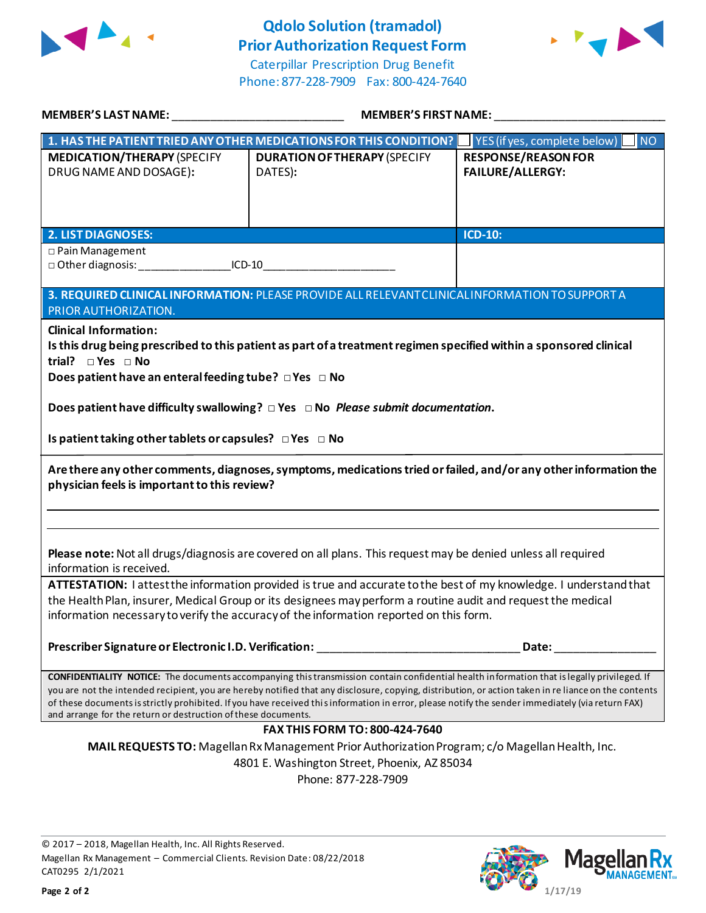# Qdolo Solution (tramadol) Prior Authorization Request Form

Caterpillar Prescription Drug Benefit
Phone: 877-228-7909 Fax: 800-424-7640

**MEMBER'S LAST NAME:** ___________________________ **MEMBER'S FIRST NAME:** ___________________________

**1. HAS THE PATIENT TRIED ANY OTHER MEDICATIONS FOR THIS CONDITION?** ☐ YES (if yes, complete below) ☐ NO

| **MEDICATION/THERAPY** (SPECIFY DRUG NAME AND DOSAGE): | **DURATION OF THERAPY** (SPECIFY DATES): | **RESPONSE/REASON FOR FAILURE/ALLERGY:** |
|---|---|---|
| | | |

| **2. LIST DIAGNOSES:** | **ICD-10:** |
|---|---|
| □ Pain Management<br>□ Other diagnosis: _______________ICD-10_____________________ | |

**3. REQUIRED CLINICAL INFORMATION:** PLEASE PROVIDE ALL RELEVANT CLINICAL INFORMATION TO SUPPORT A PRIOR AUTHORIZATION.

**Clinical Information:**

**Is this drug being prescribed to this patient as part of a treatment regimen specified within a sponsored clinical trial?** □ **Yes** □ **No**

**Does patient have an enteral feeding tube?** □ **Yes** □ **No**

**Does patient have difficulty swallowing?** □ **Yes** □ **No** ***Please submit documentation.***

**Is patient taking other tablets or capsules?** □ **Yes** □ **No**

**Are there any other comments, diagnoses, symptoms, medications tried or failed, and/or any other information the physician feels is important to this review?**

_______________________________________________________________

_______________________________________________________________

**Please note:** Not all drugs/diagnosis are covered on all plans. This request may be denied unless all required information is received.

**ATTESTATION:** I attest the information provided is true and accurate to the best of my knowledge. I understand that the Health Plan, insurer, Medical Group or its designees may perform a routine audit and request the medical information necessary to verify the accuracy of the information reported on this form.

**Prescriber Signature or Electronic I.D. Verification:** ________________________________ **Date:** ________________

**CONFIDENTIALITY NOTICE:** The documents accompanying this transmission contain confidential health information that is legally privileged. If you are not the intended recipient, you are hereby notified that any disclosure, copying, distribution, or action taken in reliance on the contents of these documents is strictly prohibited. If you have received this information in error, please notify the sender immediately (via return FAX) and arrange for the return or destruction of these documents.

**FAX THIS FORM TO: 800-424-7640**

**MAIL REQUESTS TO:** Magellan Rx Management Prior Authorization Program; c/o Magellan Health, Inc.
4801 E. Washington Street, Phoenix, AZ 85034
Phone: 877-228-7909

© 2017 – 2018, Magellan Health, Inc. All Rights Reserved.
Magellan Rx Management – Commercial Clients. Revision Date: 08/22/2018
CAT0295 2/1/2021

1/17/19